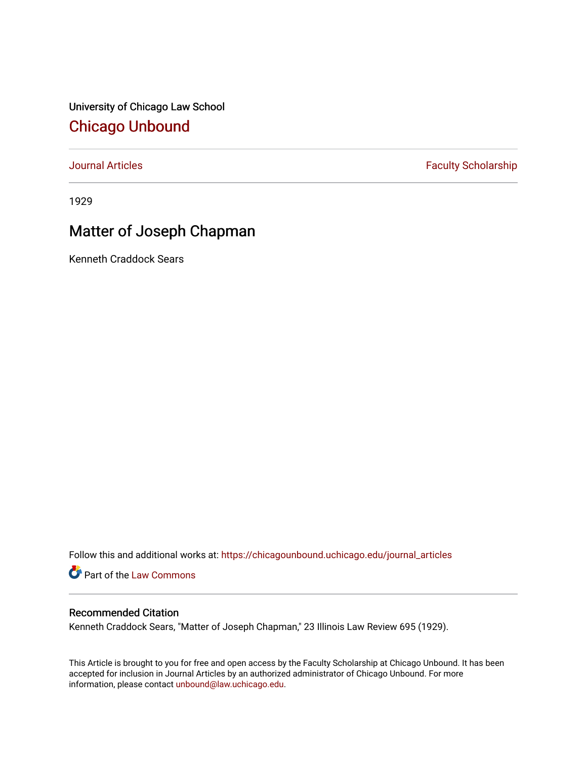University of Chicago Law School

# Chicago Unbound

Journal Articles | Faculty Scholarship

1929

# Matter of Joseph Chapman

Kenneth Craddock Sears

Follow this and additional works at: https://chicagounbound.uchicago.edu/journal_articles

Part of the Law Commons

## Recommended Citation

Kenneth Craddock Sears, "Matter of Joseph Chapman," 23 Illinois Law Review 695 (1929).

This Article is brought to you for free and open access by the Faculty Scholarship at Chicago Unbound. It has been accepted for inclusion in Journal Articles by an authorized administrator of Chicago Unbound. For more information, please contact unbound@law.uchicago.edu.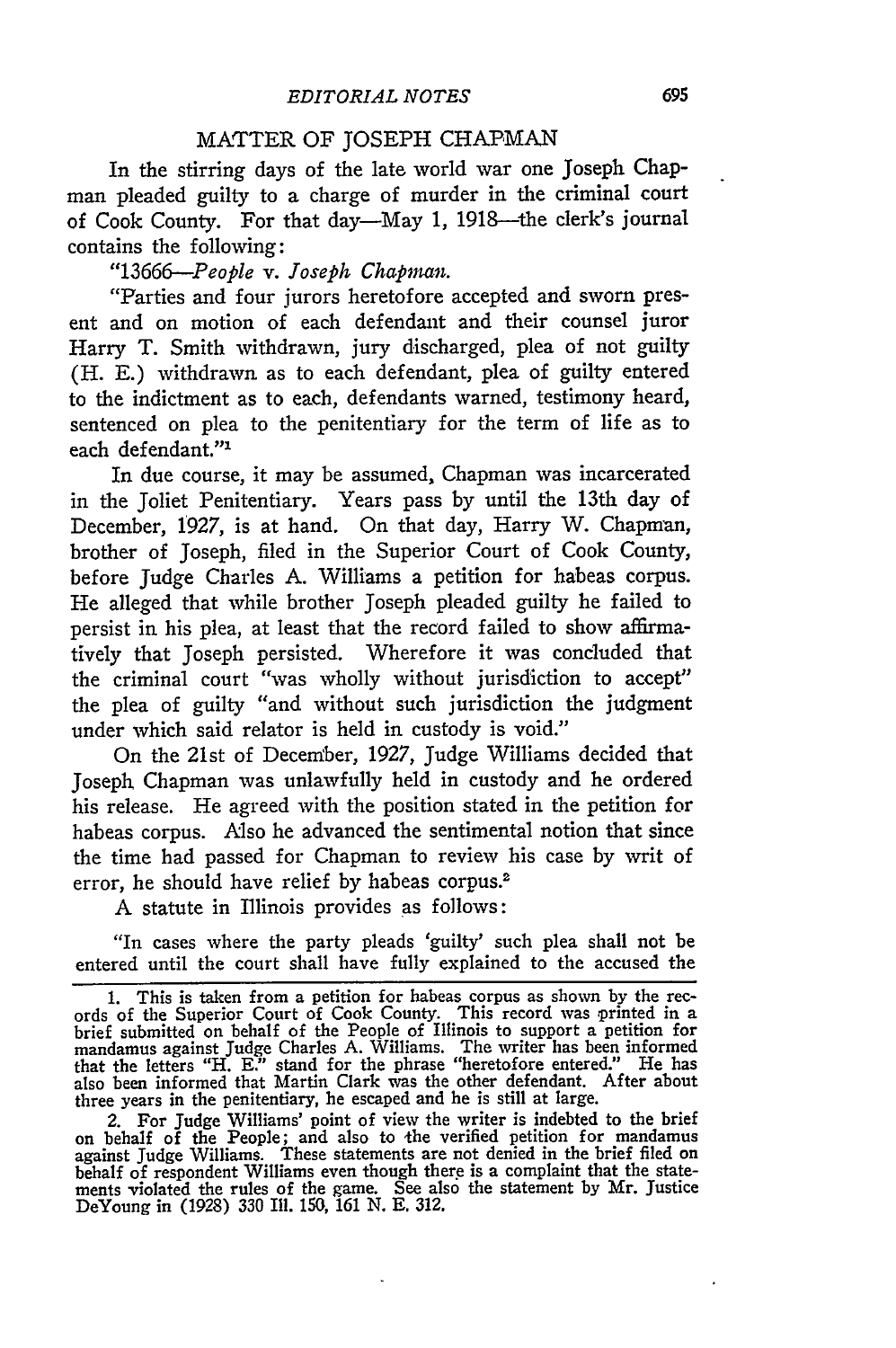## MATTER OF JOSEPH CHAPMAN

In the stirring days of the late world war one Joseph Chapman pleaded guilty to a charge of murder in the criminal court of Cook County. For that day—May 1, 1918—the clerk's journal contains the following:

"13666—*People* v. *Joseph Chapman.*

"Parties and four jurors heretofore accepted and sworn present and on motion of each defendant and their counsel juror Harry T. Smith withdrawn, jury discharged, plea of not guilty (H. E.) withdrawn as to each defendant, plea of guilty entered to the indictment as to each, defendants warned, testimony heard, sentenced on plea to the penitentiary for the term of life as to each defendant."[1]

In due course, it may be assumed, Chapman was incarcerated in the Joliet Penitentiary. Years pass by until the 13th day of December, 1927, is at hand. On that day, Harry W. Chapman, brother of Joseph, filed in the Superior Court of Cook County, before Judge Charles A. Williams a petition for habeas corpus. He alleged that while brother Joseph pleaded guilty he failed to persist in his plea, at least that the record failed to show affirmatively that Joseph persisted. Wherefore it was concluded that the criminal court "was wholly without jurisdiction to accept" the plea of guilty "and without such jurisdiction the judgment under which said relator is held in custody is void."

On the 21st of December, 1927, Judge Williams decided that Joseph Chapman was unlawfully held in custody and he ordered his release. He agreed with the position stated in the petition for habeas corpus. Also he advanced the sentimental notion that since the time had passed for Chapman to review his case by writ of error, he should have relief by habeas corpus.[2]

A statute in Illinois provides as follows:

> "In cases where the party pleads 'guilty' such plea shall not be entered until the court shall have fully explained to the accused the

---

1. This is taken from a petition for habeas corpus as shown by the records of the Superior Court of Cook County. This record was printed in a brief submitted on behalf of the People of Illinois to support a petition for mandamus against Judge Charles A. Williams. The writer has been informed that the letters "H. E." stand for the phrase "heretofore entered." He has also been informed that Martin Clark was the other defendant. After about three years in the penitentiary, he escaped and he is still at large.

2. For Judge Williams' point of view the writer is indebted to the brief on behalf of the People; and also to the verified petition for mandamus against Judge Williams. These statements are not denied in the brief filed on behalf of respondent Williams even though there is a complaint that the statements violated the rules of the game. See also the statement by Mr. Justice DeYoung in (1928) 330 Ill. 150, 161 N. E. 312.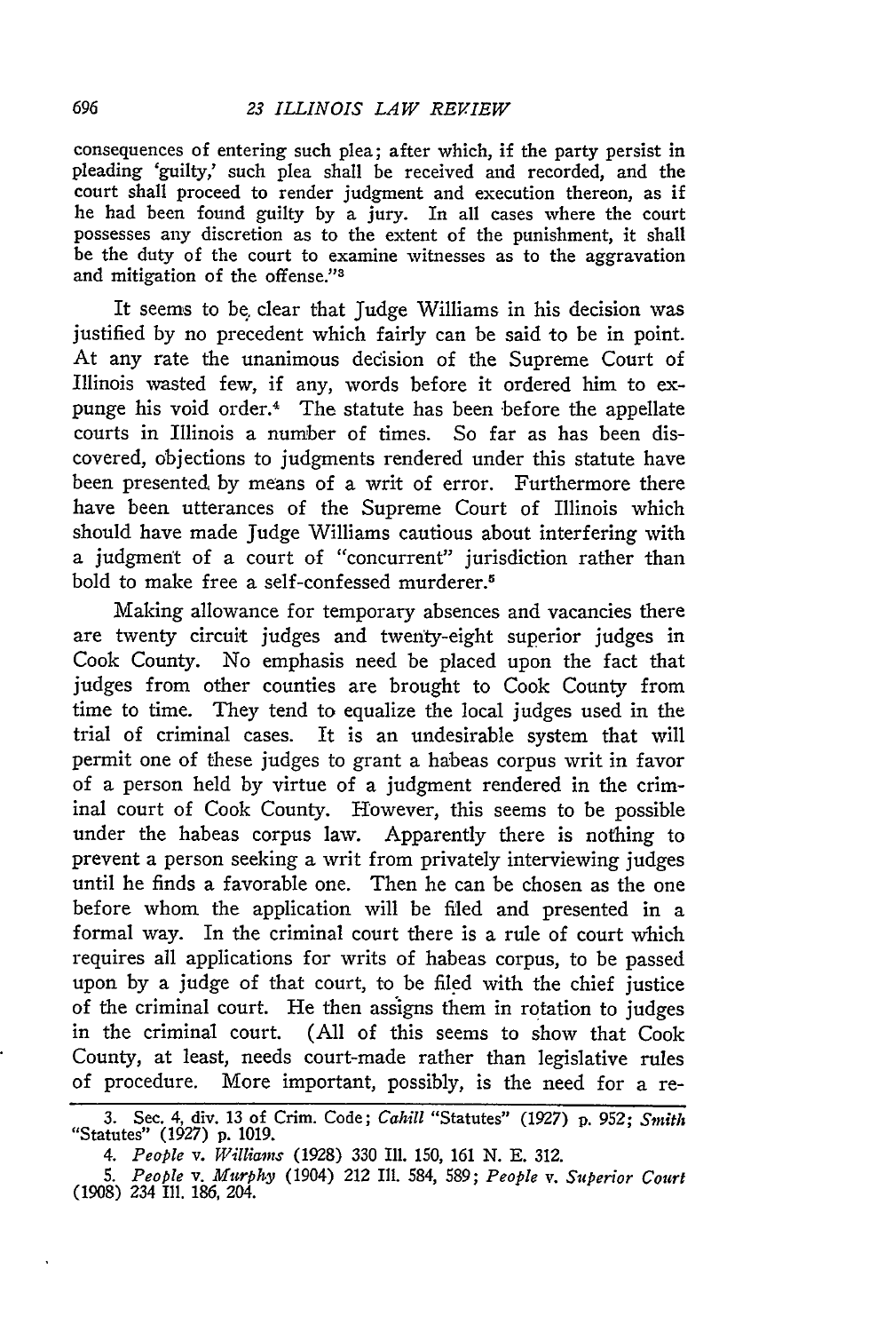consequences of entering such plea; after which, if the party persist in pleading 'guilty,' such plea shall be received and recorded, and the court shall proceed to render judgment and execution thereon, as if he had been found guilty by a jury. In all cases where the court possesses any discretion as to the extent of the punishment, it shall be the duty of the court to examine witnesses as to the aggravation and mitigation of the offense."[3]

It seems to be clear that Judge Williams in his decision was justified by no precedent which fairly can be said to be in point. At any rate the unanimous decision of the Supreme Court of Illinois wasted few, if any, words before it ordered him to expunge his void order.[4] The statute has been before the appellate courts in Illinois a number of times. So far as has been discovered, objections to judgments rendered under this statute have been presented by means of a writ of error. Furthermore there have been utterances of the Supreme Court of Illinois which should have made Judge Williams cautious about interfering with a judgment of a court of "concurrent" jurisdiction rather than bold to make free a self-confessed murderer.[5]

Making allowance for temporary absences and vacancies there are twenty circuit judges and twenty-eight superior judges in Cook County. No emphasis need be placed upon the fact that judges from other counties are brought to Cook County from time to time. They tend to equalize the local judges used in the trial of criminal cases. It is an undesirable system that will permit one of these judges to grant a habeas corpus writ in favor of a person held by virtue of a judgment rendered in the criminal court of Cook County. However, this seems to be possible under the habeas corpus law. Apparently there is nothing to prevent a person seeking a writ from privately interviewing judges until he finds a favorable one. Then he can be chosen as the one before whom the application will be filed and presented in a formal way. In the criminal court there is a rule of court which requires all applications for writs of habeas corpus, to be passed upon by a judge of that court, to be filed with the chief justice of the criminal court. He then assigns them in rotation to judges in the criminal court. (All of this seems to show that Cook County, at least, needs court-made rather than legislative rules of procedure. More important, possibly, is the need for a re-

3. Sec. 4, div. 13 of Crim. Code; *Cahill* "Statutes" (1927) p. 952; *Smith* "Statutes" (1927) p. 1019.

4. *People* v. *Williams* (1928) 330 Ill. 150, 161 N. E. 312.

5. *People* v. *Murphy* (1904) 212 Ill. 584, 589; *People* v. *Superior Court* (1908) 234 Ill. 186, 204.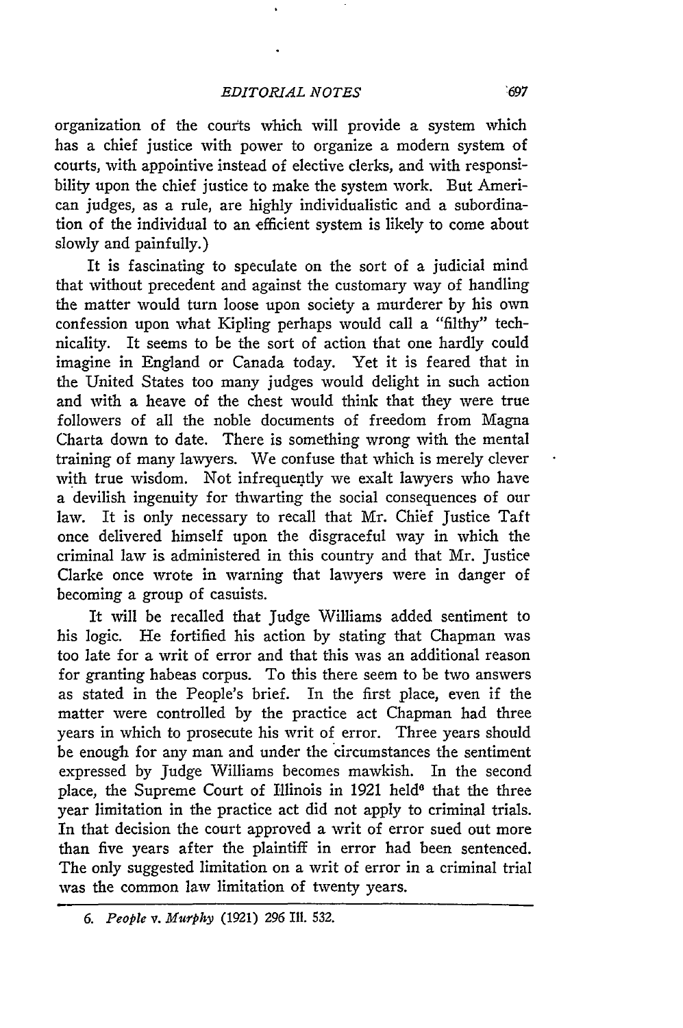organization of the courts which will provide a system which has a chief justice with power to organize a modern system of courts, with appointive instead of elective clerks, and with responsibility upon the chief justice to make the system work. But American judges, as a rule, are highly individualistic and a subordination of the individual to an efficient system is likely to come about slowly and painfully.)

It is fascinating to speculate on the sort of a judicial mind that without precedent and against the customary way of handling the matter would turn loose upon society a murderer by his own confession upon what Kipling perhaps would call a "filthy" technicality. It seems to be the sort of action that one hardly could imagine in England or Canada today. Yet it is feared that in the United States too many judges would delight in such action and with a heave of the chest would think that they were true followers of all the noble documents of freedom from Magna Charta down to date. There is something wrong with the mental training of many lawyers. We confuse that which is merely clever with true wisdom. Not infrequently we exalt lawyers who have a devilish ingenuity for thwarting the social consequences of our law. It is only necessary to recall that Mr. Chief Justice Taft once delivered himself upon the disgraceful way in which the criminal law is administered in this country and that Mr. Justice Clarke once wrote in warning that lawyers were in danger of becoming a group of casuists.

It will be recalled that Judge Williams added sentiment to his logic. He fortified his action by stating that Chapman was too late for a writ of error and that this was an additional reason for granting habeas corpus. To this there seem to be two answers as stated in the People's brief. In the first place, even if the matter were controlled by the practice act Chapman had three years in which to prosecute his writ of error. Three years should be enough for any man and under the circumstances the sentiment expressed by Judge Williams becomes mawkish. In the second place, the Supreme Court of Illinois in 1921 held[6] that the three year limitation in the practice act did not apply to criminal trials. In that decision the court approved a writ of error sued out more than five years after the plaintiff in error had been sentenced. The only suggested limitation on a writ of error in a criminal trial was the common law limitation of twenty years.

---

6. *People v. Murphy* (1921) 296 Ill. 532.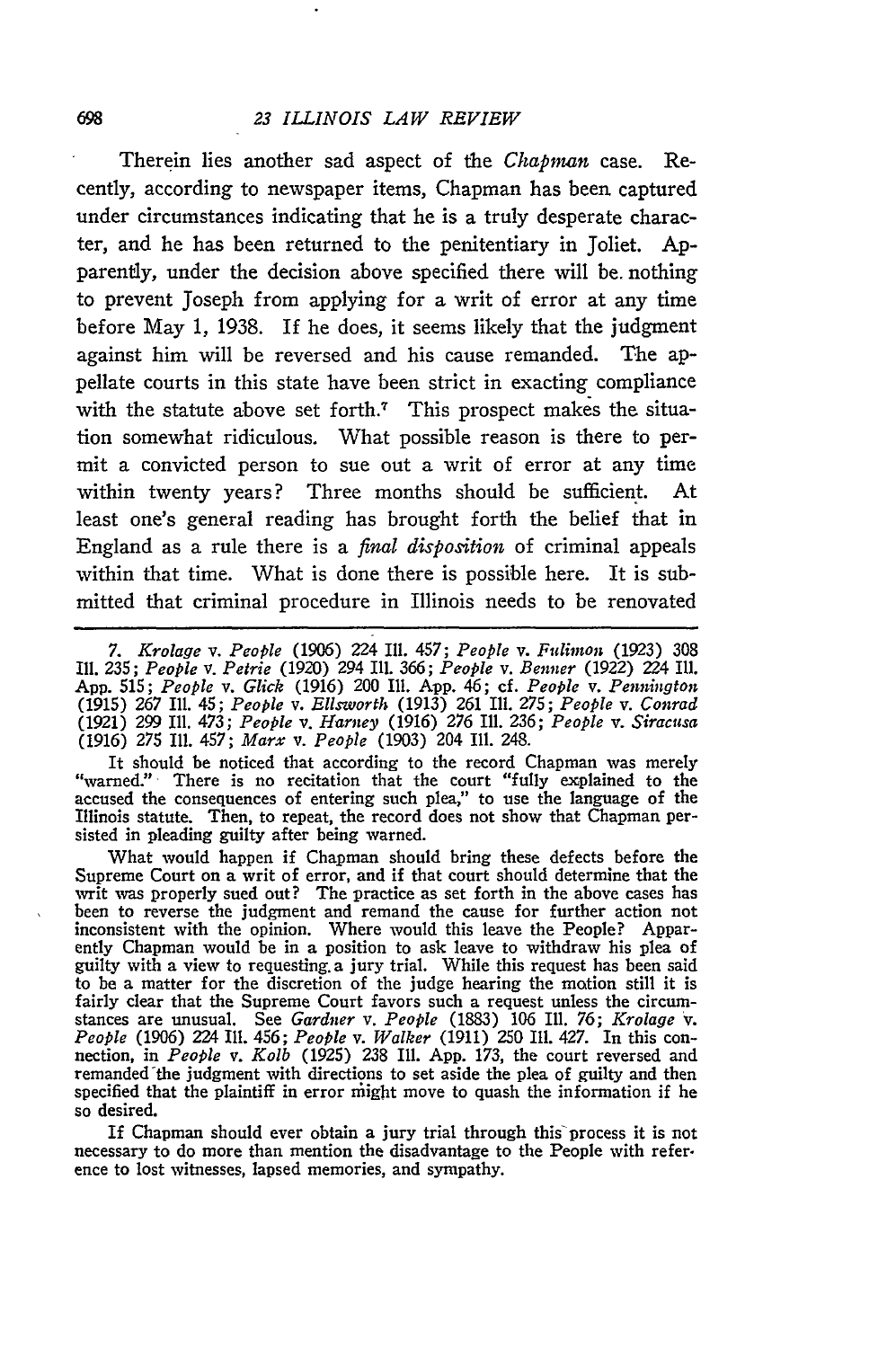Therein lies another sad aspect of the *Chapman* case. Recently, according to newspaper items, Chapman has been captured under circumstances indicating that he is a truly desperate character, and he has been returned to the penitentiary in Joliet. Apparently, under the decision above specified there will be nothing to prevent Joseph from applying for a writ of error at any time before May 1, 1938. If he does, it seems likely that the judgment against him will be reversed and his cause remanded. The appellate courts in this state have been strict in exacting compliance with the statute above set forth.[7] This prospect makes the situation somewhat ridiculous. What possible reason is there to permit a convicted person to sue out a writ of error at any time within twenty years? Three months should be sufficient. At least one's general reading has brought forth the belief that in England as a rule there is a *final disposition* of criminal appeals within that time. What is done there is possible here. It is submitted that criminal procedure in Illinois needs to be renovated

---

7. *Krolage* v. *People* (1906) 224 Ill. 457; *People* v. *Fulimon* (1923) 308 Ill. 235; *People* v. *Petrie* (1920) 294 Ill. 366; *People* v. *Benner* (1922) 224 Ill. App. 515; *People* v. *Glick* (1916) 200 Ill. App. 46; cf. *People* v. *Pennington* (1915) 267 Ill. 45; *People* v. *Ellsworth* (1913) 261 Ill. 275; *People* v. *Conrad* (1921) 299 Ill. 473; *People* v. *Harney* (1916) 276 Ill. 236; *People* v. *Siracusa* (1916) 275 Ill. 457; *Marx* v. *People* (1903) 204 Ill. 248.

It should be noticed that according to the record Chapman was merely "warned." There is no recitation that the court "fully explained to the accused the consequences of entering such plea," to use the language of the Illinois statute. Then, to repeat, the record does not show that Chapman persisted in pleading guilty after being warned.

What would happen if Chapman should bring these defects before the Supreme Court on a writ of error, and if that court should determine that the writ was properly sued out? The practice as set forth in the above cases has been to reverse the judgment and remand the cause for further action not inconsistent with the opinion. Where would this leave the People? Apparently Chapman would be in a position to ask leave to withdraw his plea of guilty with a view to requesting a jury trial. While this request has been said to be a matter for the discretion of the judge hearing the motion still it is fairly clear that the Supreme Court favors such a request unless the circumstances are unusual. See *Gardner* v. *People* (1883) 106 Ill. 76; *Krolage* v. *People* (1906) 224 Ill. 456; *People* v. *Walker* (1911) 250 Ill. 427. In this connection, in *People* v. *Kolb* (1925) 238 Ill. App. 173, the court reversed and remanded the judgment with directions to set aside the plea of guilty and then specified that the plaintiff in error might move to quash the information if he so desired.

If Chapman should ever obtain a jury trial through this process it is not necessary to do more than mention the disadvantage to the People with reference to lost witnesses, lapsed memories, and sympathy.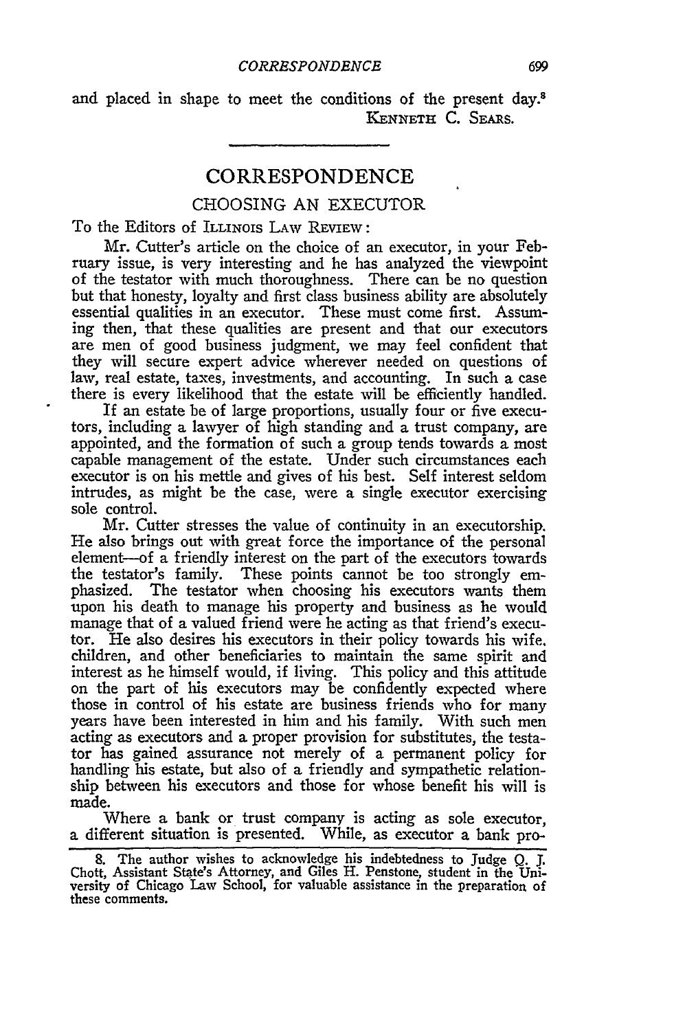and placed in shape to meet the conditions of the present day.[8]

KENNETH C. SEARS.

## CORRESPONDENCE

### CHOOSING AN EXECUTOR

To the Editors of ILLINOIS LAW REVIEW:

Mr. Cutter's article on the choice of an executor, in your February issue, is very interesting and he has analyzed the viewpoint of the testator with much thoroughness. There can be no question but that honesty, loyalty and first class business ability are absolutely essential qualities in an executor. These must come first. Assuming then, that these qualities are present and that our executors are men of good business judgment, we may feel confident that they will secure expert advice wherever needed on questions of law, real estate, taxes, investments, and accounting. In such a case there is every likelihood that the estate will be efficiently handled.

If an estate be of large proportions, usually four or five executors, including a lawyer of high standing and a trust company, are appointed, and the formation of such a group tends towards a most capable management of the estate. Under such circumstances each executor is on his mettle and gives of his best. Self interest seldom intrudes, as might be the case, were a single executor exercising sole control.

Mr. Cutter stresses the value of continuity in an executorship. He also brings out with great force the importance of the personal element—of a friendly interest on the part of the executors towards the testator's family. These points cannot be too strongly emphasized. The testator when choosing his executors wants them upon his death to manage his property and business as he would manage that of a valued friend were he acting as that friend's executor. He also desires his executors in their policy towards his wife, children, and other beneficiaries to maintain the same spirit and interest as he himself would, if living. This policy and this attitude on the part of his executors may be confidently expected where those in control of his estate are business friends who for many years have been interested in him and his family. With such men acting as executors and a proper provision for substitutes, the testator has gained assurance not merely of a permanent policy for handling his estate, but also of a friendly and sympathetic relationship between his executors and those for whose benefit his will is made.

Where a bank or trust company is acting as sole executor, a different situation is presented. While, as executor a bank pro-

8. The author wishes to acknowledge his indebtedness to Judge Q. J. Chott, Assistant State's Attorney, and Giles H. Penstone, student in the University of Chicago Law School, for valuable assistance in the preparation of these comments.